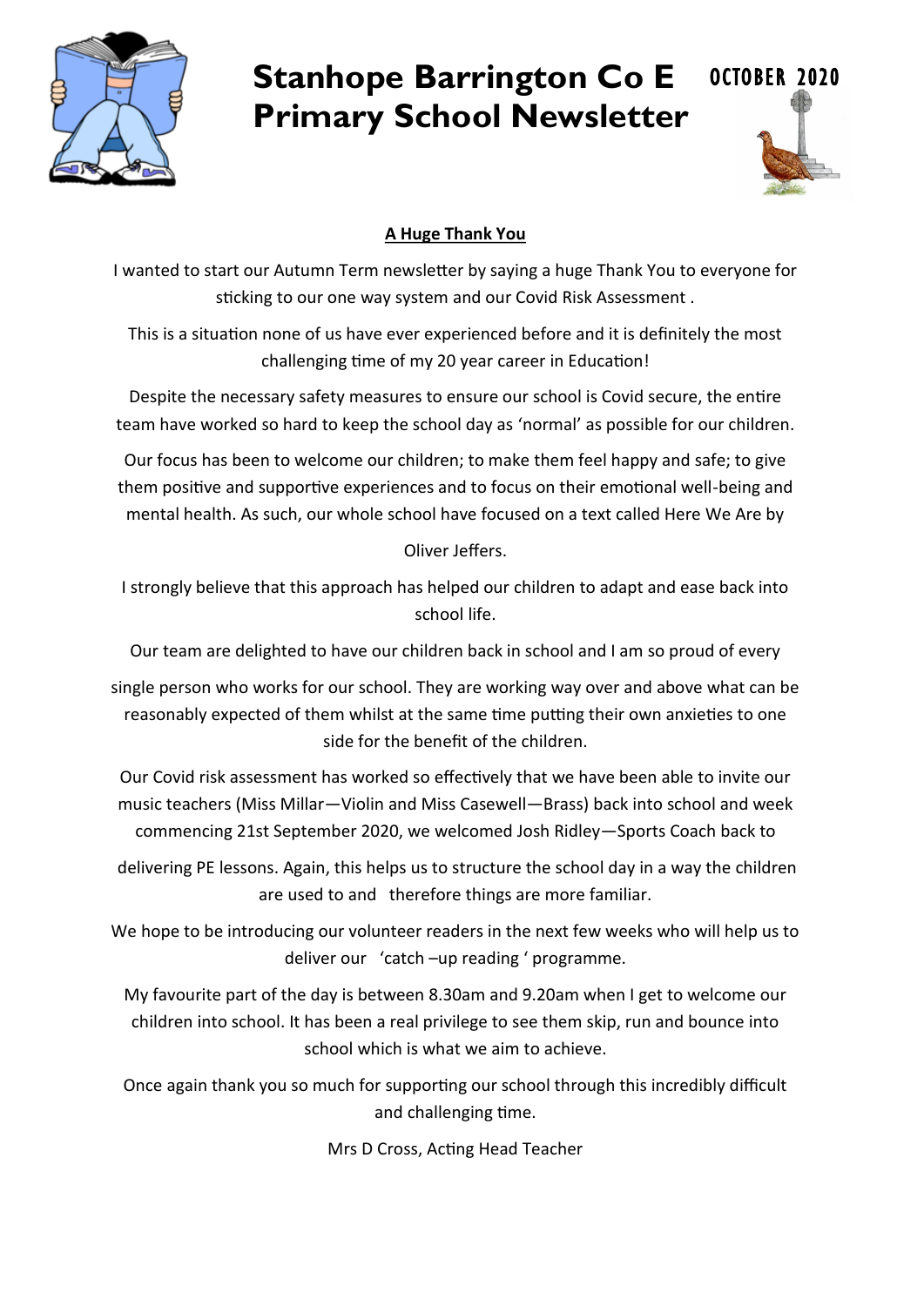# Stanhope Barrington Co E Primary School Newsletter

OCTOBER 2020

**A Huge Thank You**

I wanted to start our Autumn Term newsletter by saying a huge Thank You to everyone for sticking to our one way system and our Covid Risk Assessment .

This is a situation none of us have ever experienced before and it is definitely the most challenging time of my 20 year career in Education!

Despite the necessary safety measures to ensure our school is Covid secure, the entire team have worked so hard to keep the school day as 'normal' as possible for our children.

Our focus has been to welcome our children; to make them feel happy and safe; to give them positive and supportive experiences and to focus on their emotional well-being and mental health. As such, our whole school have focused on a text called Here We Are by Oliver Jeffers.

I strongly believe that this approach has helped our children to adapt and ease back into school life.

Our team are delighted to have our children back in school and I am so proud of every single person who works for our school. They are working way over and above what can be reasonably expected of them whilst at the same time putting their own anxieties to one side for the benefit of the children.

Our Covid risk assessment has worked so effectively that we have been able to invite our music teachers (Miss Millar—Violin and Miss Casewell—Brass) back into school and week commencing 21st September 2020, we welcomed Josh Ridley—Sports Coach back to delivering PE lessons. Again, this helps us to structure the school day in a way the children are used to and therefore things are more familiar.

We hope to be introducing our volunteer readers in the next few weeks who will help us to deliver our 'catch –up reading ' programme.

My favourite part of the day is between 8.30am and 9.20am when I get to welcome our children into school. It has been a real privilege to see them skip, run and bounce into school which is what we aim to achieve.

Once again thank you so much for supporting our school through this incredibly difficult and challenging time.

Mrs D Cross, Acting Head Teacher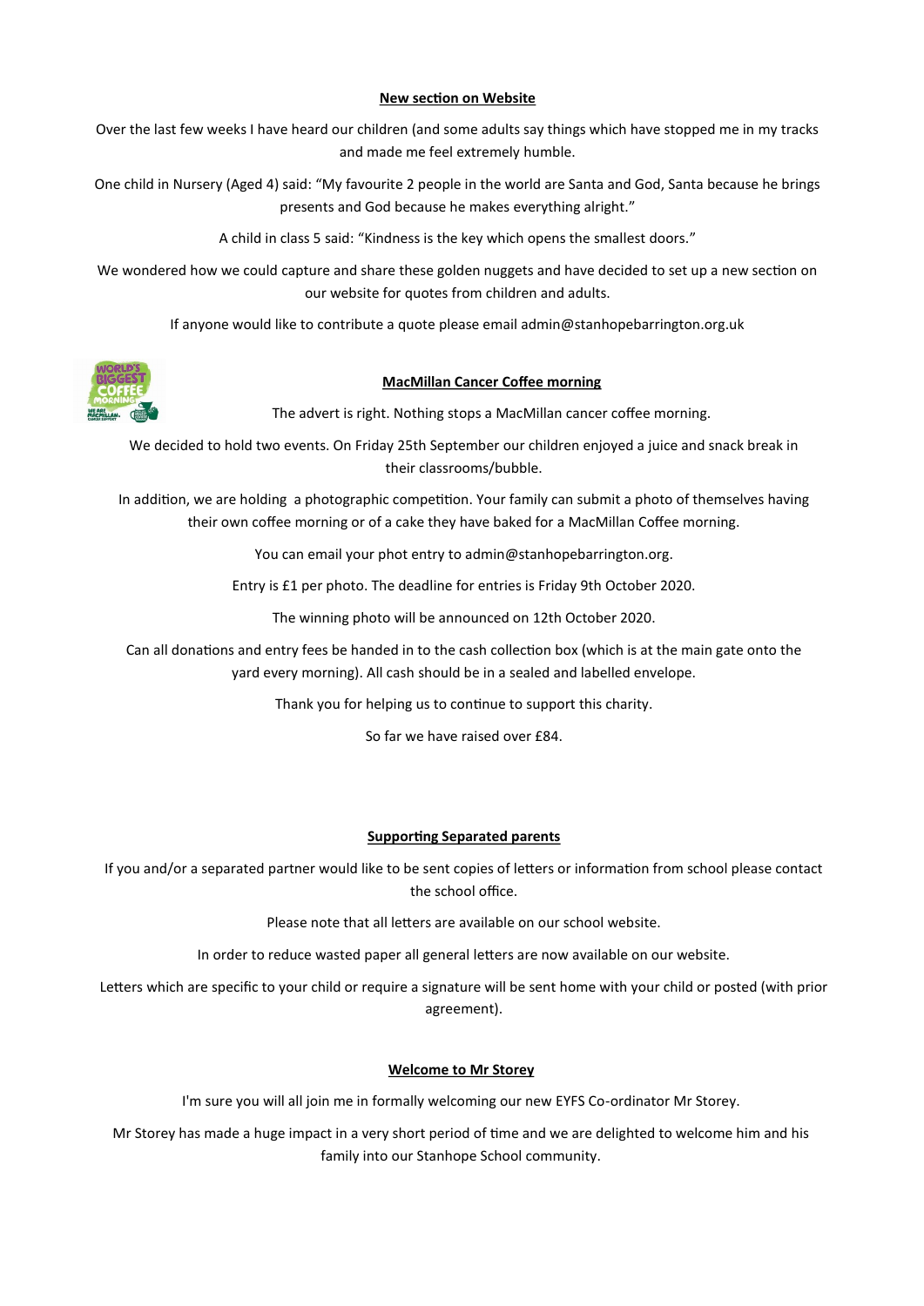**New section on Website**

Over the last few weeks I have heard our children (and some adults say things which have stopped me in my tracks and made me feel extremely humble.

One child in Nursery (Aged 4) said: "My favourite 2 people in the world are Santa and God, Santa because he brings presents and God because he makes everything alright."

A child in class 5 said: "Kindness is the key which opens the smallest doors."

We wondered how we could capture and share these golden nuggets and have decided to set up a new section on our website for quotes from children and adults.

If anyone would like to contribute a quote please email admin@stanhopebarrington.org.uk

**MacMillan Cancer Coffee morning**

The advert is right. Nothing stops a MacMillan cancer coffee morning.

We decided to hold two events. On Friday 25th September our children enjoyed a juice and snack break in their classrooms/bubble.

In addition, we are holding a photographic competition. Your family can submit a photo of themselves having their own coffee morning or of a cake they have baked for a MacMillan Coffee morning.

You can email your phot entry to admin@stanhopebarrington.org.

Entry is £1 per photo. The deadline for entries is Friday 9th October 2020.

The winning photo will be announced on 12th October 2020.

Can all donations and entry fees be handed in to the cash collection box (which is at the main gate onto the yard every morning). All cash should be in a sealed and labelled envelope.

Thank you for helping us to continue to support this charity.

So far we have raised over £84.

**Supporting Separated parents**

If you and/or a separated partner would like to be sent copies of letters or information from school please contact the school office.

Please note that all letters are available on our school website.

In order to reduce wasted paper all general letters are now available on our website.

Letters which are specific to your child or require a signature will be sent home with your child or posted (with prior agreement).

**Welcome to Mr Storey**

I'm sure you will all join me in formally welcoming our new EYFS Co-ordinator Mr Storey.

Mr Storey has made a huge impact in a very short period of time and we are delighted to welcome him and his family into our Stanhope School community.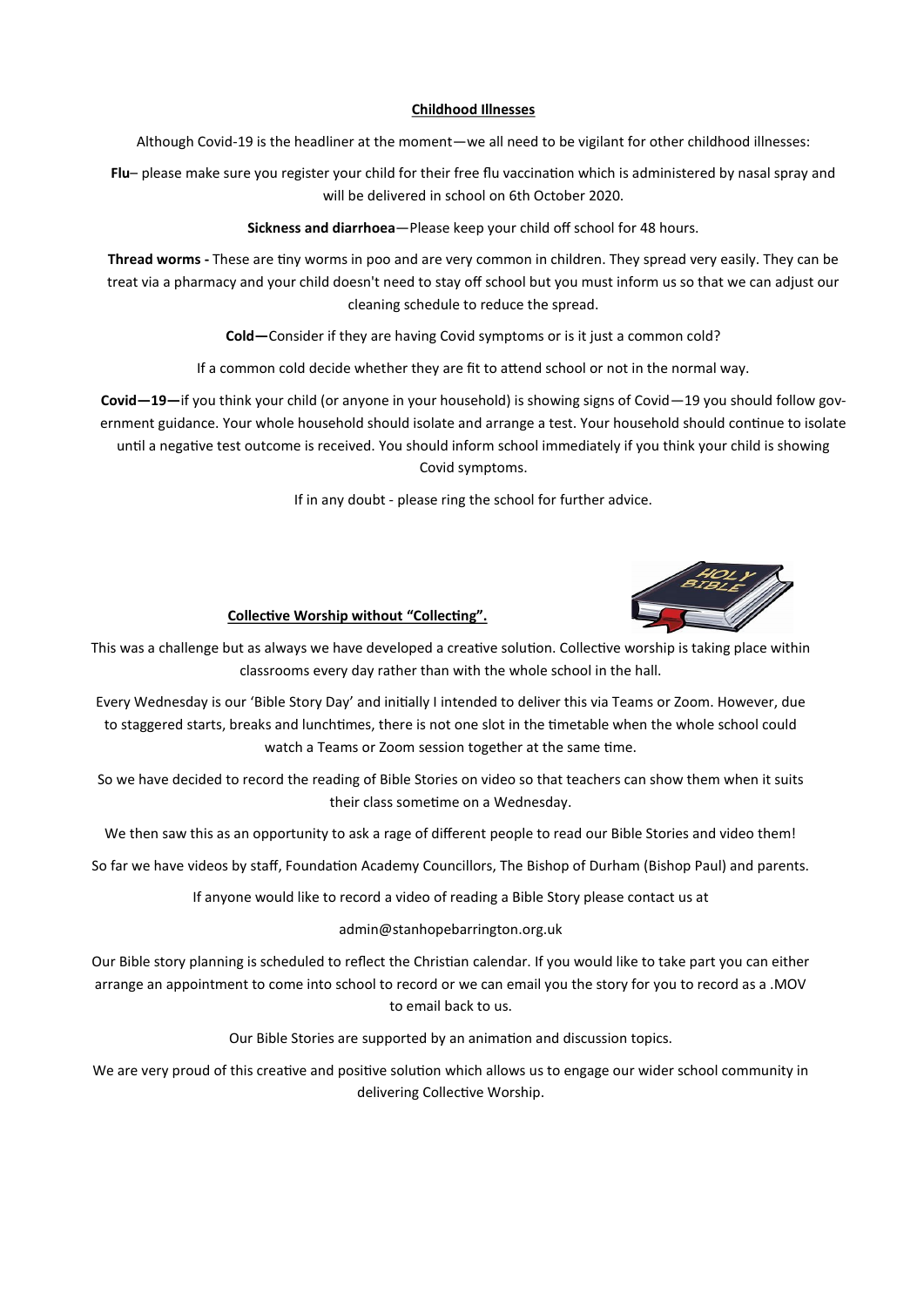## Childhood Illnesses

Although Covid-19 is the headliner at the moment—we all need to be vigilant for other childhood illnesses:

**Flu**– please make sure you register your child for their free flu vaccination which is administered by nasal spray and will be delivered in school on 6th October 2020.

**Sickness and diarrhoea**—Please keep your child off school for 48 hours.

**Thread worms -** These are tiny worms in poo and are very common in children. They spread very easily. They can be treat via a pharmacy and your child doesn't need to stay off school but you must inform us so that we can adjust our cleaning schedule to reduce the spread.

**Cold—**Consider if they are having Covid symptoms or is it just a common cold?

If a common cold decide whether they are fit to attend school or not in the normal way.

**Covid—19—**if you think your child (or anyone in your household) is showing signs of Covid—19 you should follow government guidance. Your whole household should isolate and arrange a test. Your household should continue to isolate until a negative test outcome is received. You should inform school immediately if you think your child is showing Covid symptoms.

If in any doubt - please ring the school for further advice.

## Collective Worship without "Collecting".

This was a challenge but as always we have developed a creative solution. Collective worship is taking place within classrooms every day rather than with the whole school in the hall.

Every Wednesday is our 'Bible Story Day' and initially I intended to deliver this via Teams or Zoom. However, due to staggered starts, breaks and lunchtimes, there is not one slot in the timetable when the whole school could watch a Teams or Zoom session together at the same time.

So we have decided to record the reading of Bible Stories on video so that teachers can show them when it suits their class sometime on a Wednesday.

We then saw this as an opportunity to ask a rage of different people to read our Bible Stories and video them!

So far we have videos by staff, Foundation Academy Councillors, The Bishop of Durham (Bishop Paul) and parents.

If anyone would like to record a video of reading a Bible Story please contact us at

admin@stanhopebarrington.org.uk

Our Bible story planning is scheduled to reflect the Christian calendar. If you would like to take part you can either arrange an appointment to come into school to record or we can email you the story for you to record as a .MOV to email back to us.

Our Bible Stories are supported by an animation and discussion topics.

We are very proud of this creative and positive solution which allows us to engage our wider school community in delivering Collective Worship.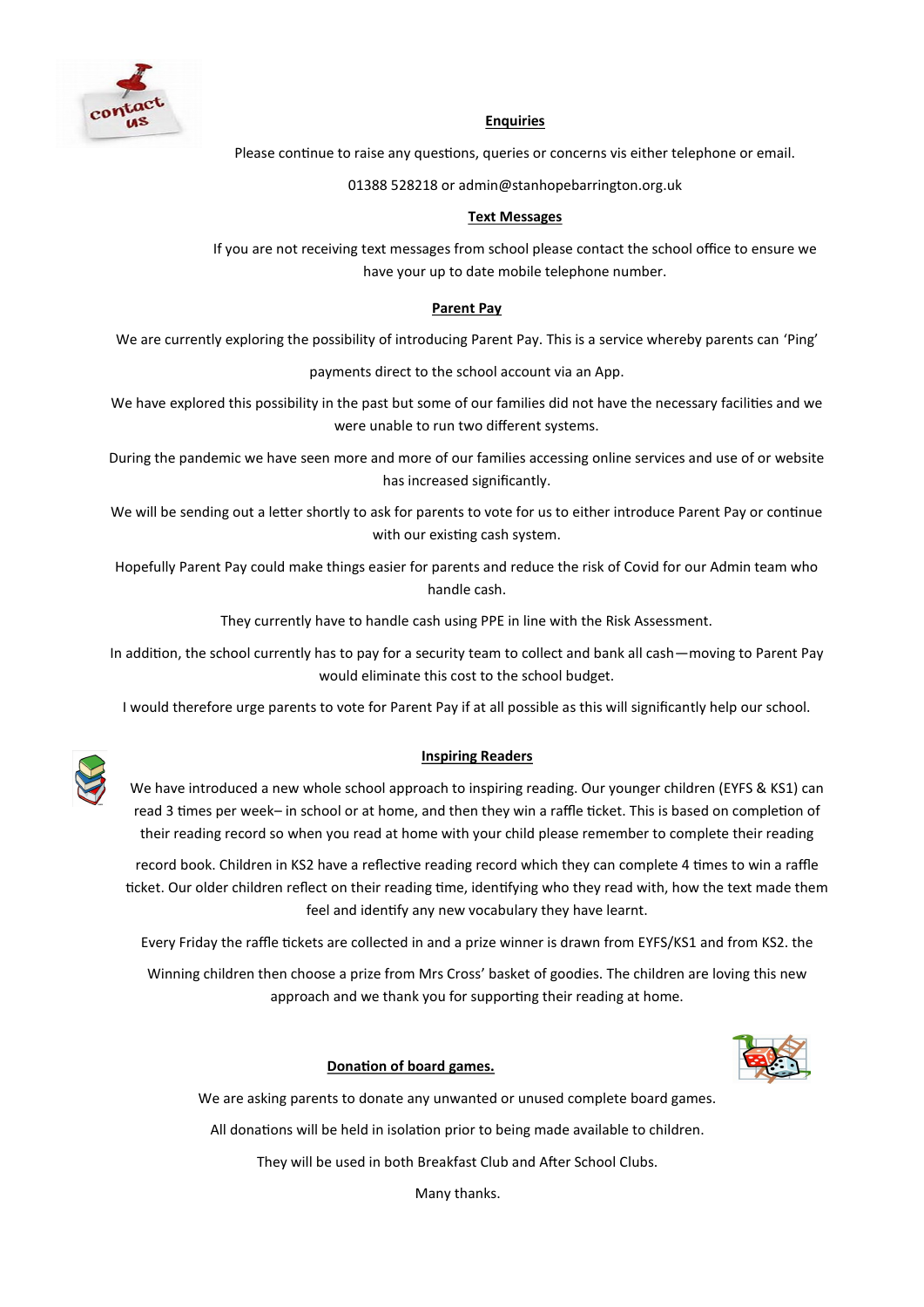**Enquiries**

Please continue to raise any questions, queries or concerns vis either telephone or email.

01388 528218 or admin@stanhopebarrington.org.uk

**Text Messages**

If you are not receiving text messages from school please contact the school office to ensure we have your up to date mobile telephone number.

**Parent Pay**

We are currently exploring the possibility of introducing Parent Pay. This is a service whereby parents can 'Ping' payments direct to the school account via an App.

We have explored this possibility in the past but some of our families did not have the necessary facilities and we were unable to run two different systems.

During the pandemic we have seen more and more of our families accessing online services and use of or website has increased significantly.

We will be sending out a letter shortly to ask for parents to vote for us to either introduce Parent Pay or continue with our existing cash system.

Hopefully Parent Pay could make things easier for parents and reduce the risk of Covid for our Admin team who handle cash.

They currently have to handle cash using PPE in line with the Risk Assessment.

In addition, the school currently has to pay for a security team to collect and bank all cash—moving to Parent Pay would eliminate this cost to the school budget.

I would therefore urge parents to vote for Parent Pay if at all possible as this will significantly help our school.

**Inspiring Readers**

We have introduced a new whole school approach to inspiring reading. Our younger children (EYFS & KS1) can read 3 times per week– in school or at home, and then they win a raffle ticket. This is based on completion of their reading record so when you read at home with your child please remember to complete their reading record book. Children in KS2 have a reflective reading record which they can complete 4 times to win a raffle ticket. Our older children reflect on their reading time, identifying who they read with, how the text made them feel and identify any new vocabulary they have learnt.

Every Friday the raffle tickets are collected in and a prize winner is drawn from EYFS/KS1 and from KS2. the Winning children then choose a prize from Mrs Cross' basket of goodies. The children are loving this new approach and we thank you for supporting their reading at home.

**Donation of board games.**

We are asking parents to donate any unwanted or unused complete board games.

All donations will be held in isolation prior to being made available to children.

They will be used in both Breakfast Club and After School Clubs.

Many thanks.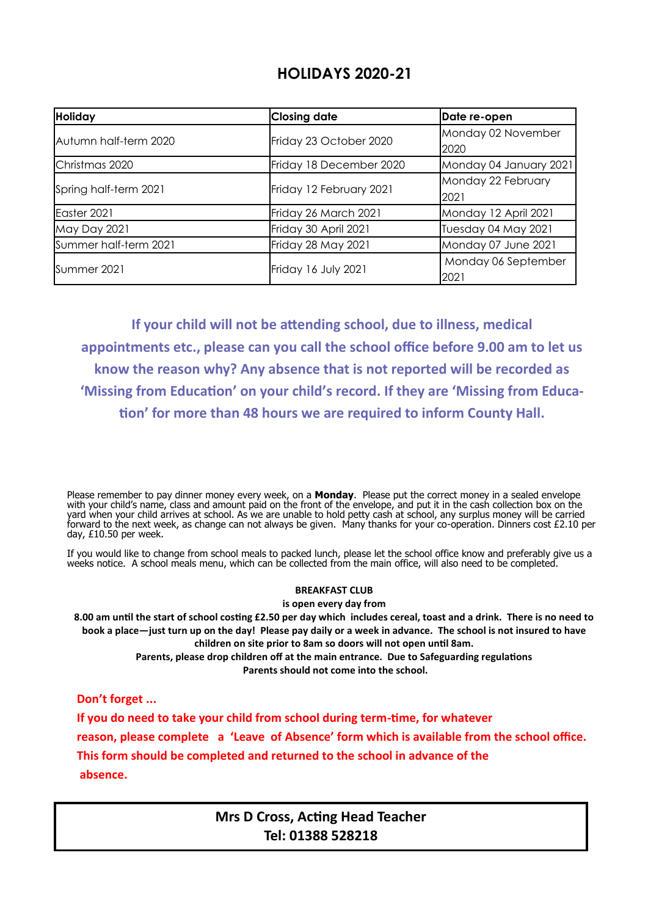# HOLIDAYS 2020-21

| Holiday | Closing date | Date re-open |
|---|---|---|
| Autumn half-term 2020 | Friday 23 October 2020 | Monday 02 November 2020 |
| Christmas 2020 | Friday 18 December 2020 | Monday 04 January 2021 |
| Spring half-term 2021 | Friday 12 February 2021 | Monday 22 February 2021 |
| Easter 2021 | Friday 26 March 2021 | Monday 12 April 2021 |
| May Day 2021 | Friday 30 April 2021 | Tuesday 04 May 2021 |
| Summer half-term 2021 | Friday 28 May 2021 | Monday 07 June 2021 |
| Summer 2021 | Friday 16 July 2021 | Monday 06 September 2021 |

**If your child will not be attending school, due to illness, medical appointments etc., please can you call the school office before 9.00 am to let us know the reason why? Any absence that is not reported will be recorded as 'Missing from Education' on your child's record. If they are 'Missing from Education' for more than 48 hours we are required to inform County Hall.**

Please remember to pay dinner money every week, on a **Monday**. Please put the correct money in a sealed envelope with your child's name, class and amount paid on the front of the envelope, and put it in the cash collection box on the yard when your child arrives at school. As we are unable to hold petty cash at school, any surplus money will be carried forward to the next week, as change can not always be given. Many thanks for your co-operation. Dinners cost £2.10 per day, £10.50 per week.

If you would like to change from school meals to packed lunch, please let the school office know and preferably give us a weeks notice. A school meals menu, which can be collected from the main office, will also need to be completed.

**BREAKFAST CLUB**

**is open every day from**

**8.00 am until the start of school costing £2.50 per day which includes cereal, toast and a drink. There is no need to book a place—just turn up on the day! Please pay daily or a week in advance. The school is not insured to have children on site prior to 8am so doors will not open until 8am.**

**Parents, please drop children off at the main entrance. Due to Safeguarding regulations Parents should not come into the school.**

**Don't forget ...**

**If you do need to take your child from school during term-time, for whatever reason, please complete a 'Leave of Absence' form which is available from the school office. This form should be completed and returned to the school in advance of the absence.**

**Mrs D Cross, Acting Head Teacher**
**Tel: 01388 528218**